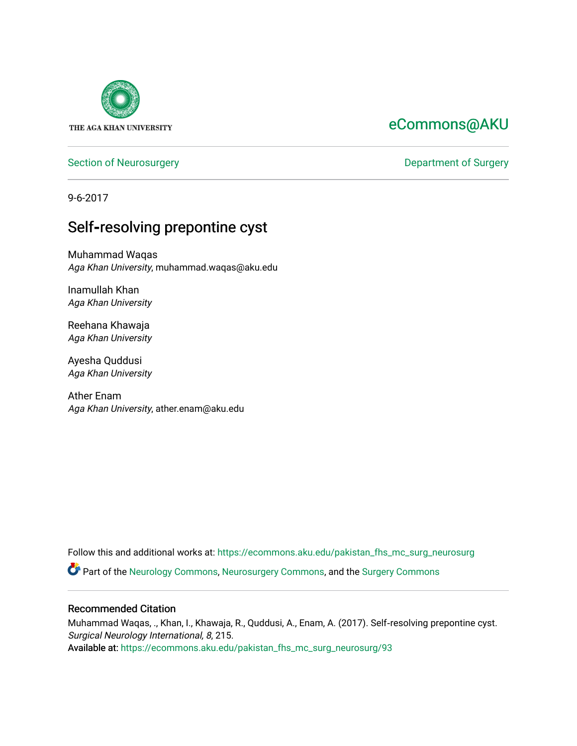THE AGA KHAN UNIVERSITY

eCommons@AKU

Section of Neurosurgery

Department of Surgery

9-6-2017

# Self-resolving prepontine cyst

Muhammad Waqas
*Aga Khan University*, muhammad.waqas@aku.edu

Inamullah Khan
*Aga Khan University*

Reehana Khawaja
*Aga Khan University*

Ayesha Quddusi
*Aga Khan University*

Ather Enam
*Aga Khan University*, ather.enam@aku.edu

Follow this and additional works at: https://ecommons.aku.edu/pakistan_fhs_mc_surg_neurosurg

Part of the Neurology Commons, Neurosurgery Commons, and the Surgery Commons

### Recommended Citation

Muhammad Waqas, ., Khan, I., Khawaja, R., Quddusi, A., Enam, A. (2017). Self-resolving prepontine cyst. *Surgical Neurology International, 8*, 215.
Available at: https://ecommons.aku.edu/pakistan_fhs_mc_surg_neurosurg/93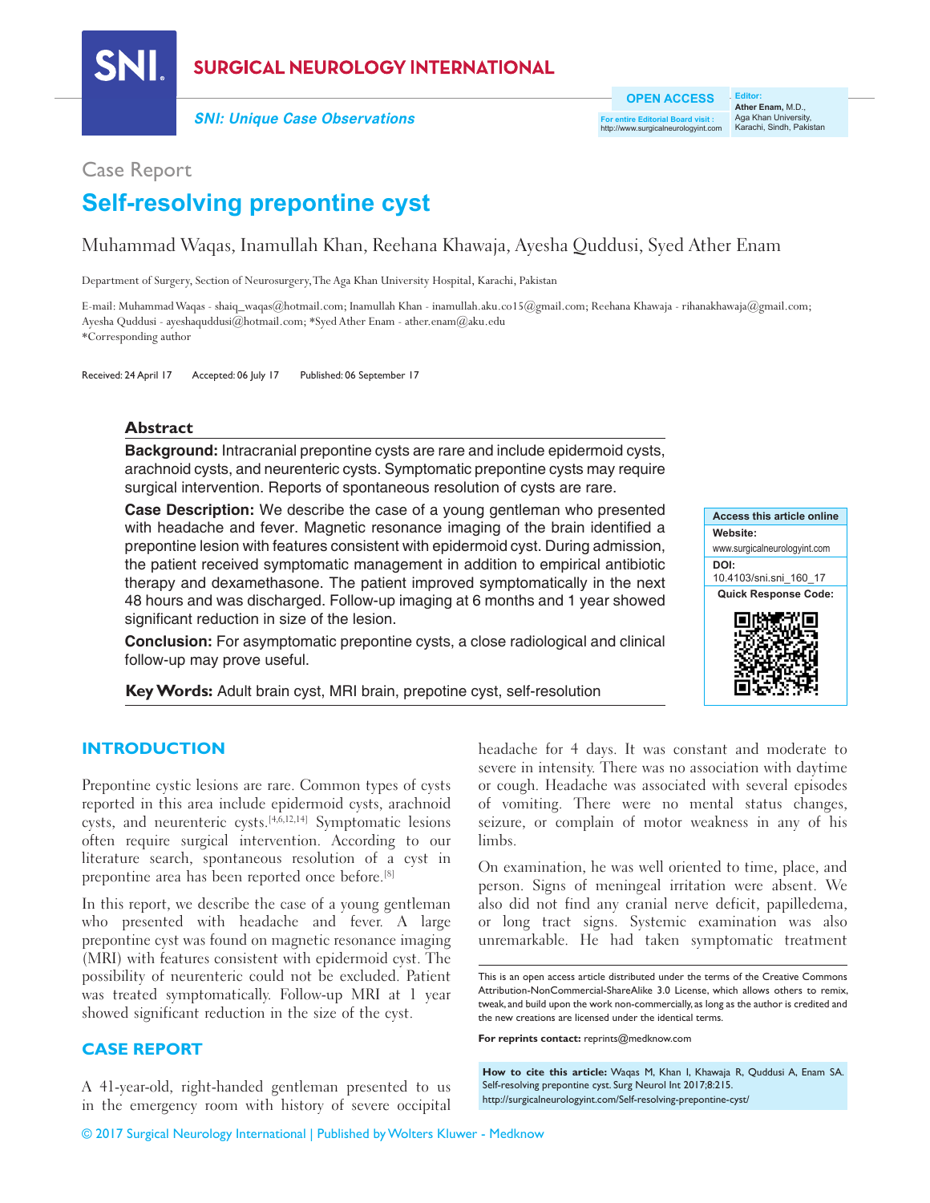Case Report

# Self-resolving prepontine cyst

Muhammad Waqas, Inamullah Khan, Reehana Khawaja, Ayesha Quddusi, Syed Ather Enam

Department of Surgery, Section of Neurosurgery, The Aga Khan University Hospital, Karachi, Pakistan

E-mail: Muhammad Waqas - shaiq_waqas@hotmail.com; Inamullah Khan - inamullah.aku.co15@gmail.com; Reehana Khawaja - rihanakhawaja@gmail.com; Ayesha Quddusi - ayeshaquddusi@hotmail.com; *Syed Ather Enam - ather.enam@aku.edu
*Corresponding author

Received: 24 April 17 Accepted: 06 July 17 Published: 06 September 17

## Abstract

**Background:** Intracranial prepontine cysts are rare and include epidermoid cysts, arachnoid cysts, and neurenteric cysts. Symptomatic prepontine cysts may require surgical intervention. Reports of spontaneous resolution of cysts are rare.

**Case Description:** We describe the case of a young gentleman who presented with headache and fever. Magnetic resonance imaging of the brain identified a prepontine lesion with features consistent with epidermoid cyst. During admission, the patient received symptomatic management in addition to empirical antibiotic therapy and dexamethasone. The patient improved symptomatically in the next 48 hours and was discharged. Follow-up imaging at 6 months and 1 year showed significant reduction in size of the lesion.

**Conclusion:** For asymptomatic prepontine cysts, a close radiological and clinical follow-up may prove useful.

**Key Words:** Adult brain cyst, MRI brain, prepotine cyst, self-resolution

Access this article online
Website: www.surgicalneurologyint.com
DOI: 10.4103/sni.sni_160_17
Quick Response Code:

## INTRODUCTION

Prepontine cystic lesions are rare. Common types of cysts reported in this area include epidermoid cysts, arachnoid cysts, and neurenteric cysts.[4,6,12,14] Symptomatic lesions often require surgical intervention. According to our literature search, spontaneous resolution of a cyst in prepontine area has been reported once before.[8]

In this report, we describe the case of a young gentleman who presented with headache and fever. A large prepontine cyst was found on magnetic resonance imaging (MRI) with features consistent with epidermoid cyst. The possibility of neurenteric could not be excluded. Patient was treated symptomatically. Follow-up MRI at 1 year showed significant reduction in the size of the cyst.

## CASE REPORT

A 41-year-old, right-handed gentleman presented to us in the emergency room with history of severe occipital headache for 4 days. It was constant and moderate to severe in intensity. There was no association with daytime or cough. Headache was associated with several episodes of vomiting. There were no mental status changes, seizure, or complain of motor weakness in any of his limbs.

On examination, he was well oriented to time, place, and person. Signs of meningeal irritation were absent. We also did not find any cranial nerve deficit, papilledema, or long tract signs. Systemic examination was also unremarkable. He had taken symptomatic treatment

This is an open access article distributed under the terms of the Creative Commons Attribution-NonCommercial-ShareAlike 3.0 License, which allows others to remix, tweak, and build upon the work non-commercially, as long as the author is credited and the new creations are licensed under the identical terms.

**For reprints contact:** reprints@medknow.com

**How to cite this article:** Waqas M, Khan I, Khawaja R, Quddusi A, Enam SA. Self-resolving prepontine cyst. Surg Neurol Int 2017;8:215.
http://surgicalneurologyint.com/Self-resolving-prepontine-cyst/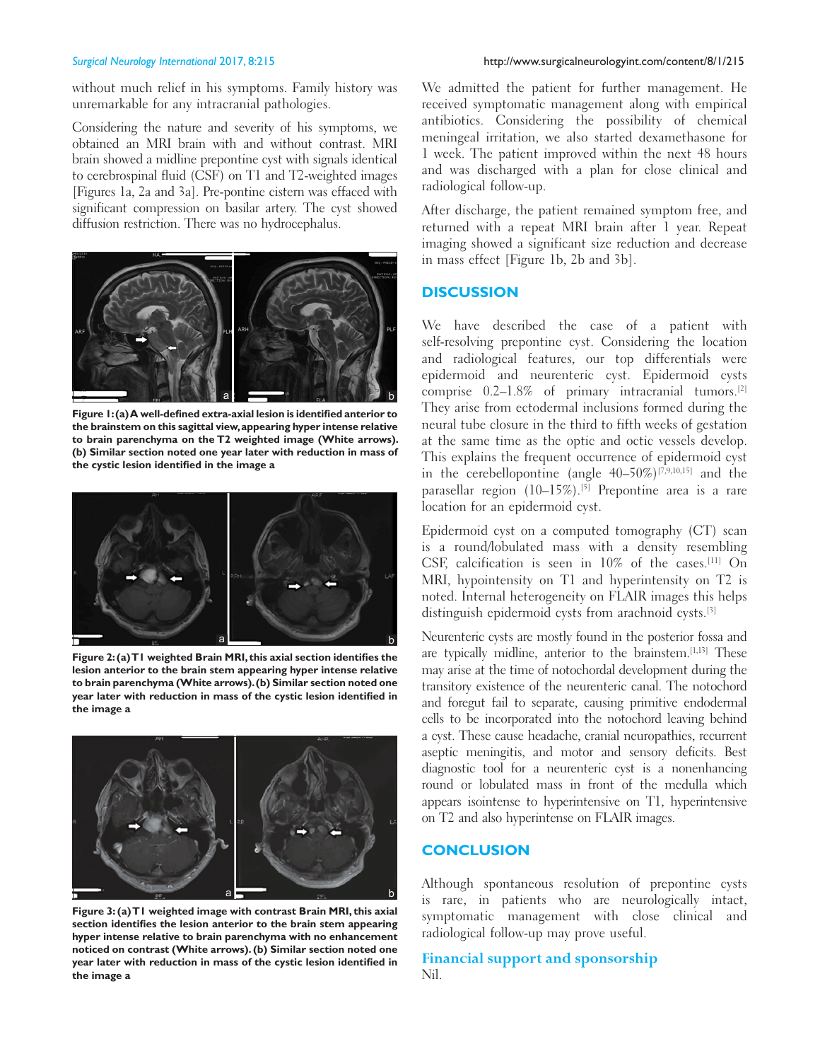without much relief in his symptoms. Family history was unremarkable for any intracranial pathologies.

Considering the nature and severity of his symptoms, we obtained an MRI brain with and without contrast. MRI brain showed a midline prepontine cyst with signals identical to cerebrospinal fluid (CSF) on T1 and T2-weighted images [Figures 1a, 2a and 3a]. Pre-pontine cistern was effaced with significant compression on basilar artery. The cyst showed diffusion restriction. There was no hydrocephalus.

**Figure 1: (a) A well-defined extra-axial lesion is identified anterior to the brainstem on this sagittal view, appearing hyper intense relative to brain parenchyma on the T2 weighted image (White arrows). (b) Similar section noted one year later with reduction in mass of the cystic lesion identified in the image a**

**Figure 2: (a) T1 weighted Brain MRI, this axial section identifies the lesion anterior to the brain stem appearing hyper intense relative to brain parenchyma (White arrows). (b) Similar section noted one year later with reduction in mass of the cystic lesion identified in the image a**

**Figure 3: (a) T1 weighted image with contrast Brain MRI, this axial section identifies the lesion anterior to the brain stem appearing hyper intense relative to brain parenchyma with no enhancement noticed on contrast (White arrows). (b) Similar section noted one year later with reduction in mass of the cystic lesion identified in the image a**

We admitted the patient for further management. He received symptomatic management along with empirical antibiotics. Considering the possibility of chemical meningeal irritation, we also started dexamethasone for 1 week. The patient improved within the next 48 hours and was discharged with a plan for close clinical and radiological follow-up.

After discharge, the patient remained symptom free, and returned with a repeat MRI brain after 1 year. Repeat imaging showed a significant size reduction and decrease in mass effect [Figure 1b, 2b and 3b].

## DISCUSSION

We have described the case of a patient with self-resolving prepontine cyst. Considering the location and radiological features, our top differentials were epidermoid and neurenteric cyst. Epidermoid cysts comprise 0.2–1.8% of primary intracranial tumors.[2] They arise from ectodermal inclusions formed during the neural tube closure in the third to fifth weeks of gestation at the same time as the optic and octic vessels develop. This explains the frequent occurrence of epidermoid cyst in the cerebellopontine (angle 40–50%)[7,9,10,15] and the parasellar region (10–15%).[5] Prepontine area is a rare location for an epidermoid cyst.

Epidermoid cyst on a computed tomography (CT) scan is a round/lobulated mass with a density resembling CSF, calcification is seen in 10% of the cases.[11] On MRI, hypointensity on T1 and hyperintensity on T2 is noted. Internal heterogeneity on FLAIR images this helps distinguish epidermoid cysts from arachnoid cysts.[3]

Neurenteric cysts are mostly found in the posterior fossa and are typically midline, anterior to the brainstem.[1,13] These may arise at the time of notochordal development during the transitory existence of the neurenteric canal. The notochord and foregut fail to separate, causing primitive endodermal cells to be incorporated into the notochord leaving behind a cyst. These cause headache, cranial neuropathies, recurrent aseptic meningitis, and motor and sensory deficits. Best diagnostic tool for a neurenteric cyst is a nonenhancing round or lobulated mass in front of the medulla which appears isointense to hyperintensive on T1, hyperintensive on T2 and also hyperintense on FLAIR images.

## CONCLUSION

Although spontaneous resolution of prepontine cysts is rare, in patients who are neurologically intact, symptomatic management with close clinical and radiological follow-up may prove useful.

### Financial support and sponsorship

Nil.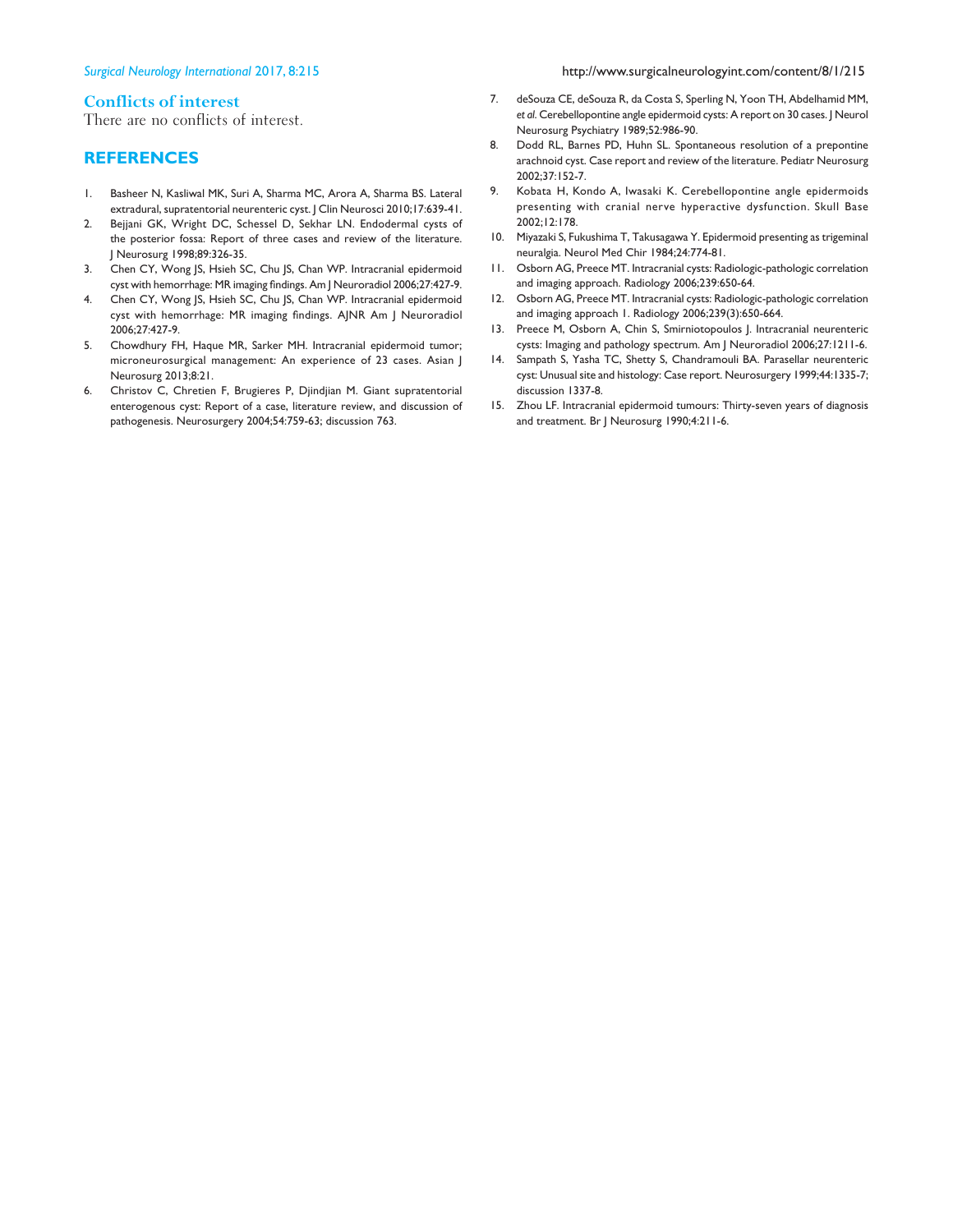## Conflicts of interest

There are no conflicts of interest.

## REFERENCES

1. Basheer N, Kasliwal MK, Suri A, Sharma MC, Arora A, Sharma BS. Lateral extradural, supratentorial neurenteric cyst. J Clin Neurosci 2010;17:639-41.
2. Bejjani GK, Wright DC, Schessel D, Sekhar LN. Endodermal cysts of the posterior fossa: Report of three cases and review of the literature. J Neurosurg 1998;89:326-35.
3. Chen CY, Wong JS, Hsieh SC, Chu JS, Chan WP. Intracranial epidermoid cyst with hemorrhage: MR imaging findings. Am J Neuroradiol 2006;27:427-9.
4. Chen CY, Wong JS, Hsieh SC, Chu JS, Chan WP. Intracranial epidermoid cyst with hemorrhage: MR imaging findings. AJNR Am J Neuroradiol 2006;27:427-9.
5. Chowdhury FH, Haque MR, Sarker MH. Intracranial epidermoid tumor; microneurosurgical management: An experience of 23 cases. Asian J Neurosurg 2013;8:21.
6. Christov C, Chretien F, Brugieres P, Djindjian M. Giant supratentorial enterogenous cyst: Report of a case, literature review, and discussion of pathogenesis. Neurosurgery 2004;54:759-63; discussion 763.
7. deSouza CE, deSouza R, da Costa S, Sperling N, Yoon TH, Abdelhamid MM, *et al.* Cerebellopontine angle epidermoid cysts: A report on 30 cases. J Neurol Neurosurg Psychiatry 1989;52:986-90.
8. Dodd RL, Barnes PD, Huhn SL. Spontaneous resolution of a prepontine arachnoid cyst. Case report and review of the literature. Pediatr Neurosurg 2002;37:152-7.
9. Kobata H, Kondo A, Iwasaki K. Cerebellopontine angle epidermoids presenting with cranial nerve hyperactive dysfunction. Skull Base 2002;12:178.
10. Miyazaki S, Fukushima T, Takusagawa Y. Epidermoid presenting as trigeminal neuralgia. Neurol Med Chir 1984;24:774-81.
11. Osborn AG, Preece MT. Intracranial cysts: Radiologic-pathologic correlation and imaging approach. Radiology 2006;239:650-64.
12. Osborn AG, Preece MT. Intracranial cysts: Radiologic-pathologic correlation and imaging approach 1. Radiology 2006;239(3):650-664.
13. Preece M, Osborn A, Chin S, Smirniotopoulos J. Intracranial neurenteric cysts: Imaging and pathology spectrum. Am J Neuroradiol 2006;27:1211-6.
14. Sampath S, Yasha TC, Shetty S, Chandramouli BA. Parasellar neurenteric cyst: Unusual site and histology: Case report. Neurosurgery 1999;44:1335-7; discussion 1337-8.
15. Zhou LF. Intracranial epidermoid tumours: Thirty-seven years of diagnosis and treatment. Br J Neurosurg 1990;4:211-6.